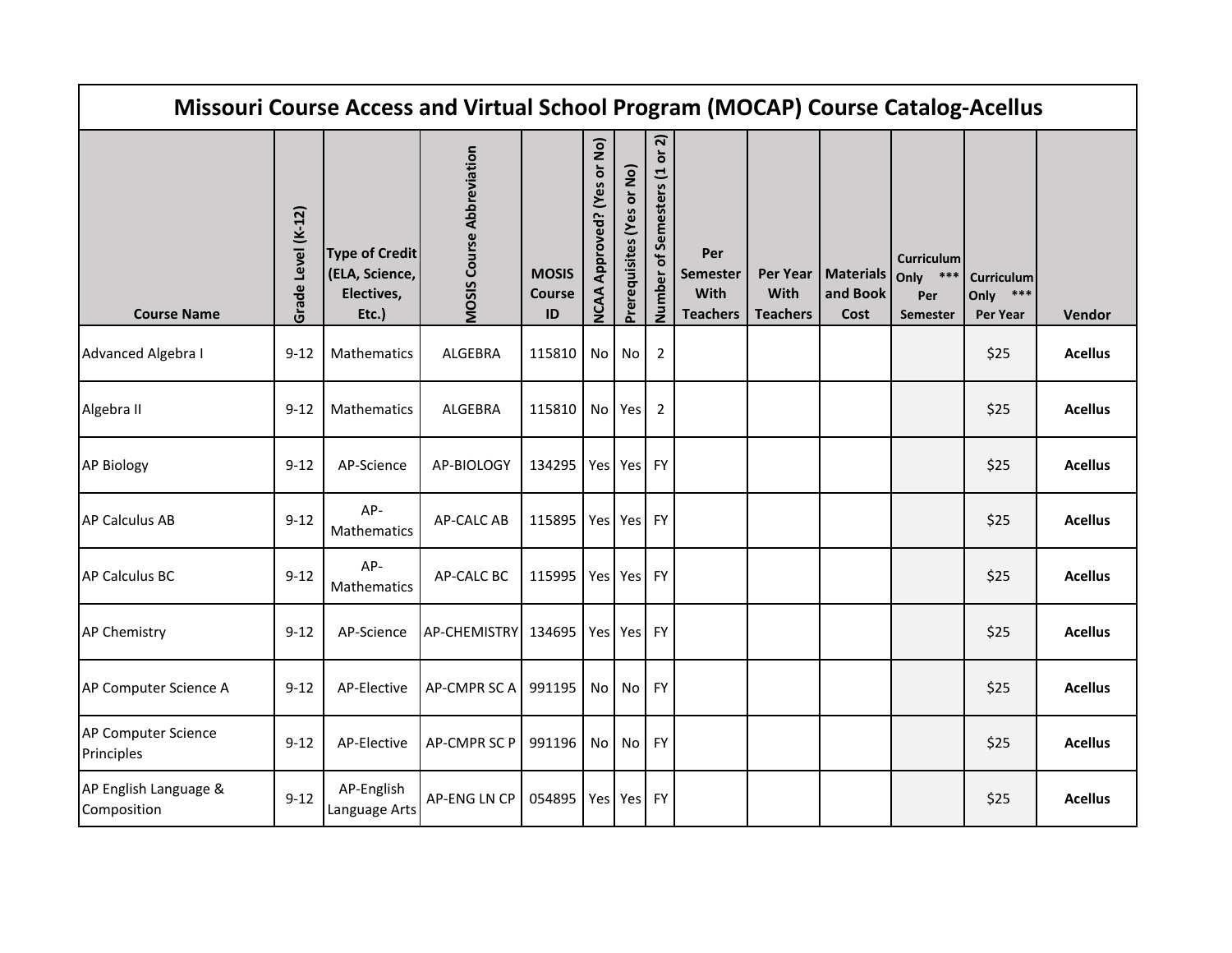# Missouri Course Access and Virtual School Program (MOCAP) Course Catalog-Acellus

| Course Name | Grade Level (K-12) | Type of Credit (ELA, Science, Electives, Etc.) | MOSIS Course Abbreviation | MOSIS Course ID | NCAA Approved? (Yes or No) | Prerequisites (Yes or No) | Number of Semesters (1 or 2) | Per Semester With Teachers | Per Year With Teachers | Materials and Book Cost | Curriculum Only *** Per Semester | Curriculum Only *** Per Year | Vendor |
|---|---|---|---|---|---|---|---|---|---|---|---|---|---|
| Advanced Algebra I | 9-12 | Mathematics | ALGEBRA | 115810 | No | No | 2 | | | | | $25 | **Acellus** |
| Algebra II | 9-12 | Mathematics | ALGEBRA | 115810 | No | Yes | 2 | | | | | $25 | **Acellus** |
| AP Biology | 9-12 | AP-Science | AP-BIOLOGY | 134295 | Yes | Yes | FY | | | | | $25 | **Acellus** |
| AP Calculus AB | 9-12 | AP-Mathematics | AP-CALC AB | 115895 | Yes | Yes | FY | | | | | $25 | **Acellus** |
| AP Calculus BC | 9-12 | AP-Mathematics | AP-CALC BC | 115995 | Yes | Yes | FY | | | | | $25 | **Acellus** |
| AP Chemistry | 9-12 | AP-Science | AP-CHEMISTRY | 134695 | Yes | Yes | FY | | | | | $25 | **Acellus** |
| AP Computer Science A | 9-12 | AP-Elective | AP-CMPR SC A | 991195 | No | No | FY | | | | | $25 | **Acellus** |
| AP Computer Science Principles | 9-12 | AP-Elective | AP-CMPR SC P | 991196 | No | No | FY | | | | | $25 | **Acellus** |
| AP English Language & Composition | 9-12 | AP-English Language Arts | AP-ENG LN CP | 054895 | Yes | Yes | FY | | | | | $25 | **Acellus** |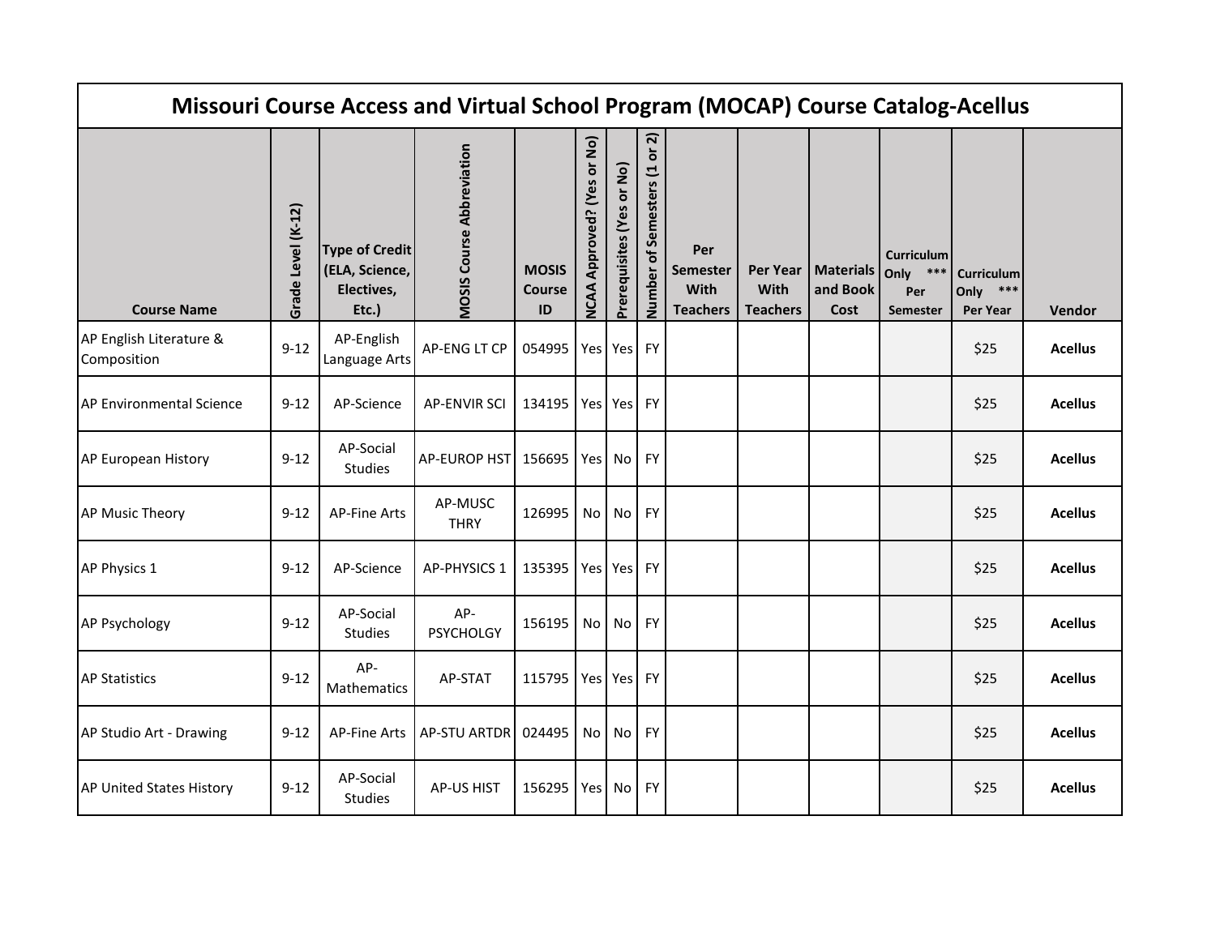| Missouri Course Access and Virtual School Program (MOCAP) Course Catalog-Acellus | | | | | | | | | | | | | |
|---|---|---|---|---|---|---|---|---|---|---|---|---|---|
| Course Name | Grade Level (K-12) | Type of Credit (ELA, Science, Electives, Etc.) | MOSIS Course Abbreviation | MOSIS Course ID | NCAA Approved? (Yes or No) | Prerequisites (Yes or No) | Number of Semesters (1 or 2) | Per Semester With Teachers | Per Year With Teachers | Materials and Book Cost | Curriculum Only *** Per Semester | Curriculum Only *** Per Year | Vendor |
| AP English Literature & Composition | 9-12 | AP-English Language Arts | AP-ENG LT CP | 054995 | Yes | Yes | FY | | | | | $25 | **Acellus** |
| AP Environmental Science | 9-12 | AP-Science | AP-ENVIR SCI | 134195 | Yes | Yes | FY | | | | | $25 | **Acellus** |
| AP European History | 9-12 | AP-Social Studies | AP-EUROP HST | 156695 | Yes | No | FY | | | | | $25 | **Acellus** |
| AP Music Theory | 9-12 | AP-Fine Arts | AP-MUSC THRY | 126995 | No | No | FY | | | | | $25 | **Acellus** |
| AP Physics 1 | 9-12 | AP-Science | AP-PHYSICS 1 | 135395 | Yes | Yes | FY | | | | | $25 | **Acellus** |
| AP Psychology | 9-12 | AP-Social Studies | AP-PSYCHOLGY | 156195 | No | No | FY | | | | | $25 | **Acellus** |
| AP Statistics | 9-12 | AP-Mathematics | AP-STAT | 115795 | Yes | Yes | FY | | | | | $25 | **Acellus** |
| AP Studio Art - Drawing | 9-12 | AP-Fine Arts | AP-STU ARTDR | 024495 | No | No | FY | | | | | $25 | **Acellus** |
| AP United States History | 9-12 | AP-Social Studies | AP-US HIST | 156295 | Yes | No | FY | | | | | $25 | **Acellus** |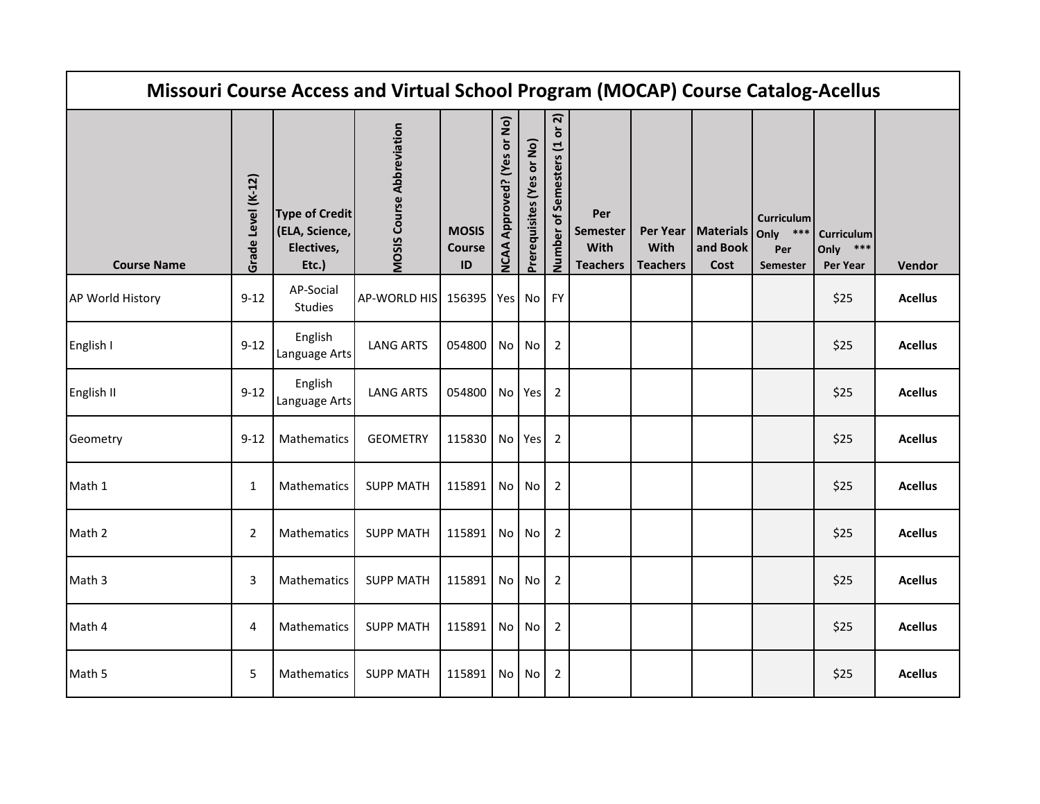# Missouri Course Access and Virtual School Program (MOCAP) Course Catalog-Acellus

| Course Name | Grade Level (K-12) | Type of Credit (ELA, Science, Electives, Etc.) | MOSIS Course Abbreviation | MOSIS Course ID | NCAA Approved? (Yes or No) | Prerequisites (Yes or No) | Number of Semesters (1 or 2) | Per Semester With Teachers | Per Year With Teachers | Materials and Book Cost | Curriculum Only *** Per Semester | Curriculum Only *** Per Year | Vendor |
|---|---|---|---|---|---|---|---|---|---|---|---|---|---|
| AP World History | 9-12 | AP-Social Studies | AP-WORLD HIS | 156395 | Yes | No | FY | | | | | $25 | **Acellus** |
| English I | 9-12 | English Language Arts | LANG ARTS | 054800 | No | No | 2 | | | | | $25 | **Acellus** |
| English II | 9-12 | English Language Arts | LANG ARTS | 054800 | No | Yes | 2 | | | | | $25 | **Acellus** |
| Geometry | 9-12 | Mathematics | GEOMETRY | 115830 | No | Yes | 2 | | | | | $25 | **Acellus** |
| Math 1 | 1 | Mathematics | SUPP MATH | 115891 | No | No | 2 | | | | | $25 | **Acellus** |
| Math 2 | 2 | Mathematics | SUPP MATH | 115891 | No | No | 2 | | | | | $25 | **Acellus** |
| Math 3 | 3 | Mathematics | SUPP MATH | 115891 | No | No | 2 | | | | | $25 | **Acellus** |
| Math 4 | 4 | Mathematics | SUPP MATH | 115891 | No | No | 2 | | | | | $25 | **Acellus** |
| Math 5 | 5 | Mathematics | SUPP MATH | 115891 | No | No | 2 | | | | | $25 | **Acellus** |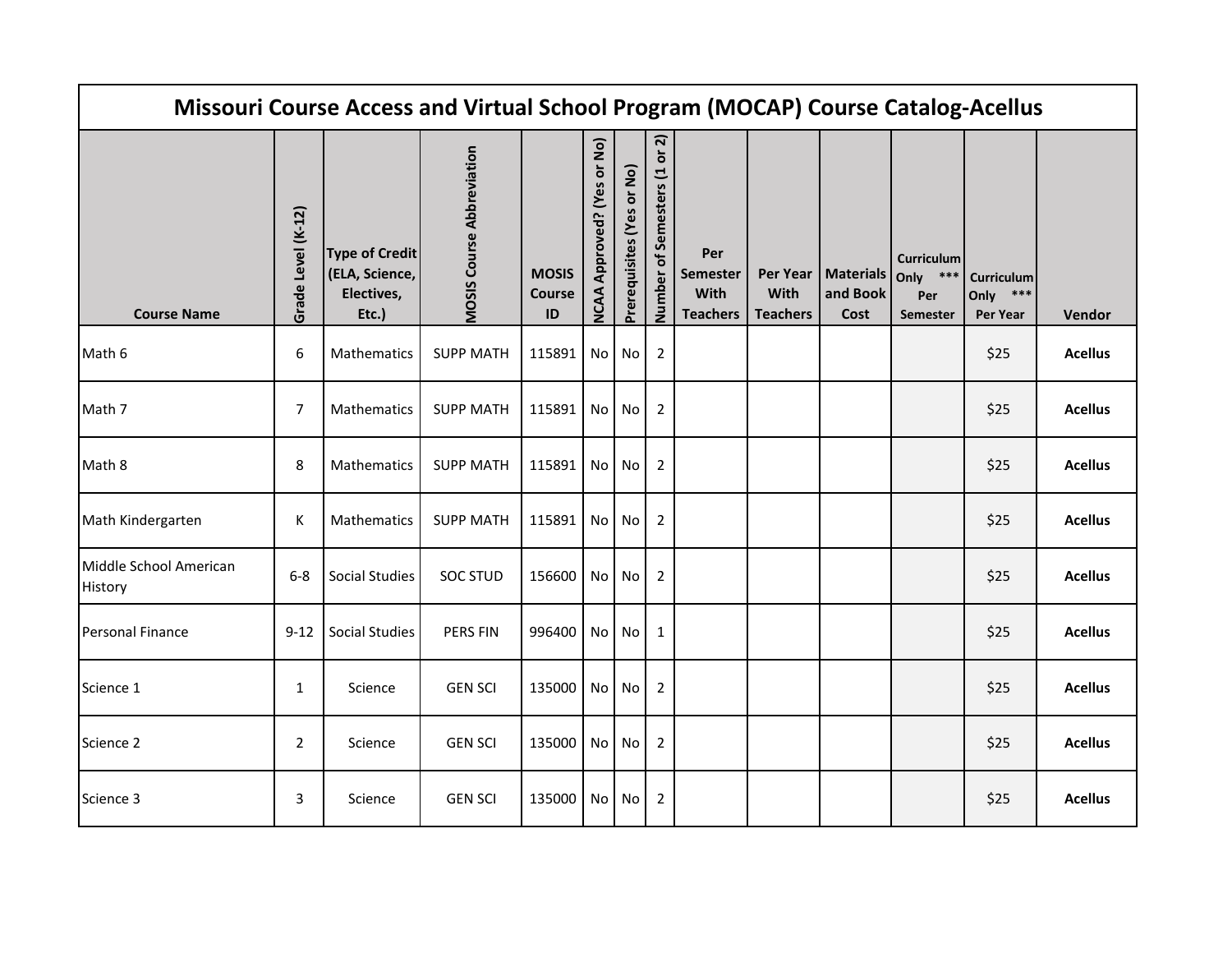| Missouri Course Access and Virtual School Program (MOCAP) Course Catalog-Acellus | | | | | | | | | | | | | |
|---|---|---|---|---|---|---|---|---|---|---|---|---|---|
| **Course Name** | **Grade Level (K-12)** | **Type of Credit (ELA, Science, Electives, Etc.)** | **MOSIS Course Abbreviation** | **MOSIS Course ID** | **NCAA Approved? (Yes or No)** | **Prerequisites (Yes or No)** | **Number of Semesters (1 or 2)** | **Per Semester With Teachers** | **Per Year With Teachers** | **Materials and Book Cost** | **Curriculum Only *** Per Semester** | **Curriculum Only *** Per Year** | **Vendor** |
| Math 6 | 6 | Mathematics | SUPP MATH | 115891 | No | No | 2 | | | | | $25 | **Acellus** |
| Math 7 | 7 | Mathematics | SUPP MATH | 115891 | No | No | 2 | | | | | $25 | **Acellus** |
| Math 8 | 8 | Mathematics | SUPP MATH | 115891 | No | No | 2 | | | | | $25 | **Acellus** |
| Math Kindergarten | K | Mathematics | SUPP MATH | 115891 | No | No | 2 | | | | | $25 | **Acellus** |
| Middle School American History | 6-8 | Social Studies | SOC STUD | 156600 | No | No | 2 | | | | | $25 | **Acellus** |
| Personal Finance | 9-12 | Social Studies | PERS FIN | 996400 | No | No | 1 | | | | | $25 | **Acellus** |
| Science 1 | 1 | Science | GEN SCI | 135000 | No | No | 2 | | | | | $25 | **Acellus** |
| Science 2 | 2 | Science | GEN SCI | 135000 | No | No | 2 | | | | | $25 | **Acellus** |
| Science 3 | 3 | Science | GEN SCI | 135000 | No | No | 2 | | | | | $25 | **Acellus** |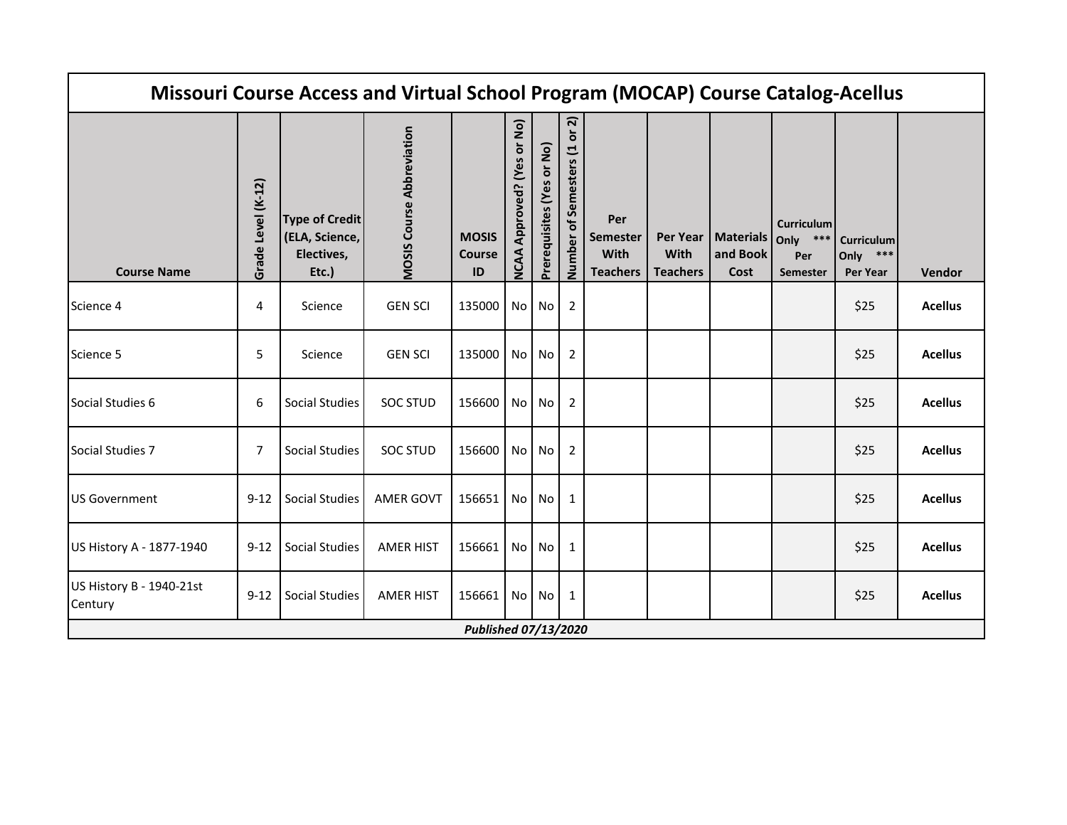# Missouri Course Access and Virtual School Program (MOCAP) Course Catalog-Acellus

| Course Name | Grade Level (K-12) | Type of Credit (ELA, Science, Electives, Etc.) | MOSIS Course Abbreviation | MOSIS Course ID | NCAA Approved? (Yes or No) | Prerequisites (Yes or No) | Number of Semesters (1 or 2) | Per Semester With Teachers | Per Year With Teachers | Materials and Book Cost | Curriculum Only *** Per Semester | Curriculum Only *** Per Year | Vendor |
|---|---|---|---|---|---|---|---|---|---|---|---|---|---|
| Science 4 | 4 | Science | GEN SCI | 135000 | No | No | 2 | | | | | $25 | **Acellus** |
| Science 5 | 5 | Science | GEN SCI | 135000 | No | No | 2 | | | | | $25 | **Acellus** |
| Social Studies 6 | 6 | Social Studies | SOC STUD | 156600 | No | No | 2 | | | | | $25 | **Acellus** |
| Social Studies 7 | 7 | Social Studies | SOC STUD | 156600 | No | No | 2 | | | | | $25 | **Acellus** |
| US Government | 9-12 | Social Studies | AMER GOVT | 156651 | No | No | 1 | | | | | $25 | **Acellus** |
| US History A - 1877-1940 | 9-12 | Social Studies | AMER HIST | 156661 | No | No | 1 | | | | | $25 | **Acellus** |
| US History B - 1940-21st Century | 9-12 | Social Studies | AMER HIST | 156661 | No | No | 1 | | | | | $25 | **Acellus** |

***Published 07/13/2020***